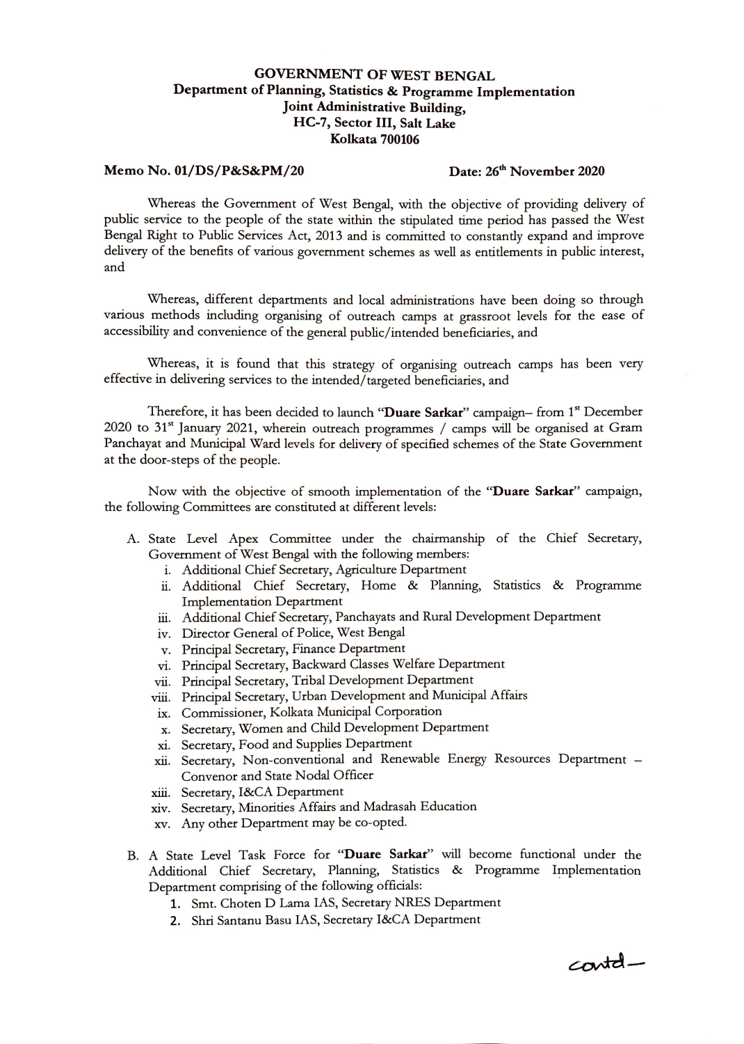**GOVERNMENT OF WEST BENGAL**
**Department of Planning, Statistics & Programme Implementation**
**Joint Administrative Building,**
**HC-7, Sector III, Salt Lake**
**Kolkata 700106**

**Memo No. 01/DS/P&S&PM/20** **Date: 26th November 2020**

Whereas the Government of West Bengal, with the objective of providing delivery of public service to the people of the state within the stipulated time period has passed the West Bengal Right to Public Services Act, 2013 and is committed to constantly expand and improve delivery of the benefits of various government schemes as well as entitlements in public interest, and

Whereas, different departments and local administrations have been doing so through various methods including organising of outreach camps at grassroot levels for the ease of accessibility and convenience of the general public/intended beneficiaries, and

Whereas, it is found that this strategy of organising outreach camps has been very effective in delivering services to the intended/targeted beneficiaries, and

Therefore, it has been decided to launch "**Duare Sarkar**" campaign– from 1st December 2020 to 31st January 2021, wherein outreach programmes / camps will be organised at Gram Panchayat and Municipal Ward levels for delivery of specified schemes of the State Government at the door-steps of the people.

Now with the objective of smooth implementation of the "**Duare Sarkar**" campaign, the following Committees are constituted at different levels:

A. State Level Apex Committee under the chairmanship of the Chief Secretary, Government of West Bengal with the following members:
   i. Additional Chief Secretary, Agriculture Department
   ii. Additional Chief Secretary, Home & Planning, Statistics & Programme Implementation Department
   iii. Additional Chief Secretary, Panchayats and Rural Development Department
   iv. Director General of Police, West Bengal
   v. Principal Secretary, Finance Department
   vi. Principal Secretary, Backward Classes Welfare Department
   vii. Principal Secretary, Tribal Development Department
   viii. Principal Secretary, Urban Development and Municipal Affairs
   ix. Commissioner, Kolkata Municipal Corporation
   x. Secretary, Women and Child Development Department
   xi. Secretary, Food and Supplies Department
   xii. Secretary, Non-conventional and Renewable Energy Resources Department – Convenor and State Nodal Officer
   xiii. Secretary, I&CA Department
   xiv. Secretary, Minorities Affairs and Madrasah Education
   xv. Any other Department may be co-opted.

B. A State Level Task Force for "**Duare Sarkar**" will become functional under the Additional Chief Secretary, Planning, Statistics & Programme Implementation Department comprising of the following officials:
   1. Smt. Choten D Lama IAS, Secretary NRES Department
   2. Shri Santanu Basu IAS, Secretary I&CA Department

contd–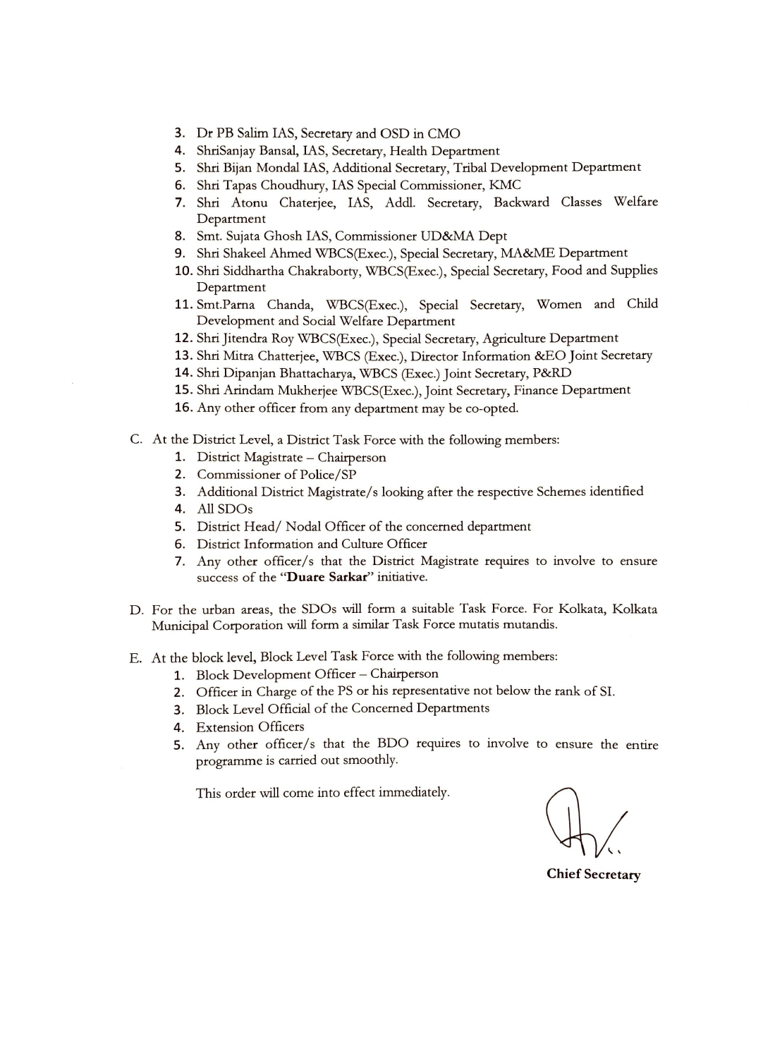3. Dr PB Salim IAS, Secretary and OSD in CMO
4. ShriSanjay Bansal, IAS, Secretary, Health Department
5. Shri Bijan Mondal IAS, Additional Secretary, Tribal Development Department
6. Shri Tapas Choudhury, IAS Special Commissioner, KMC
7. Shri Atonu Chaterjee, IAS, Addl. Secretary, Backward Classes Welfare Department
8. Smt. Sujata Ghosh IAS, Commissioner UD&MA Dept
9. Shri Shakeel Ahmed WBCS(Exec.), Special Secretary, MA&ME Department
10. Shri Siddhartha Chakraborty, WBCS(Exec.), Special Secretary, Food and Supplies Department
11. Smt.Parna Chanda, WBCS(Exec.), Special Secretary, Women and Child Development and Social Welfare Department
12. Shri Jitendra Roy WBCS(Exec.), Special Secretary, Agriculture Department
13. Shri Mitra Chatterjee, WBCS (Exec.), Director Information &EO Joint Secretary
14. Shri Dipanjan Bhattacharya, WBCS (Exec.) Joint Secretary, P&RD
15. Shri Arindam Mukherjee WBCS(Exec.), Joint Secretary, Finance Department
16. Any other officer from any department may be co-opted.

C. At the District Level, a District Task Force with the following members:

1. District Magistrate – Chairperson
2. Commissioner of Police/SP
3. Additional District Magistrate/s looking after the respective Schemes identified
4. All SDOs
5. District Head/ Nodal Officer of the concerned department
6. District Information and Culture Officer
7. Any other officer/s that the District Magistrate requires to involve to ensure success of the "**Duare Sarkar**" initiative.

D. For the urban areas, the SDOs will form a suitable Task Force. For Kolkata, Kolkata Municipal Corporation will form a similar Task Force mutatis mutandis.

E. At the block level, Block Level Task Force with the following members:

1. Block Development Officer – Chairperson
2. Officer in Charge of the PS or his representative not below the rank of SI.
3. Block Level Official of the Concerned Departments
4. Extension Officers
5. Any other officer/s that the BDO requires to involve to ensure the entire programme is carried out smoothly.

This order will come into effect immediately.

**Chief Secretary**